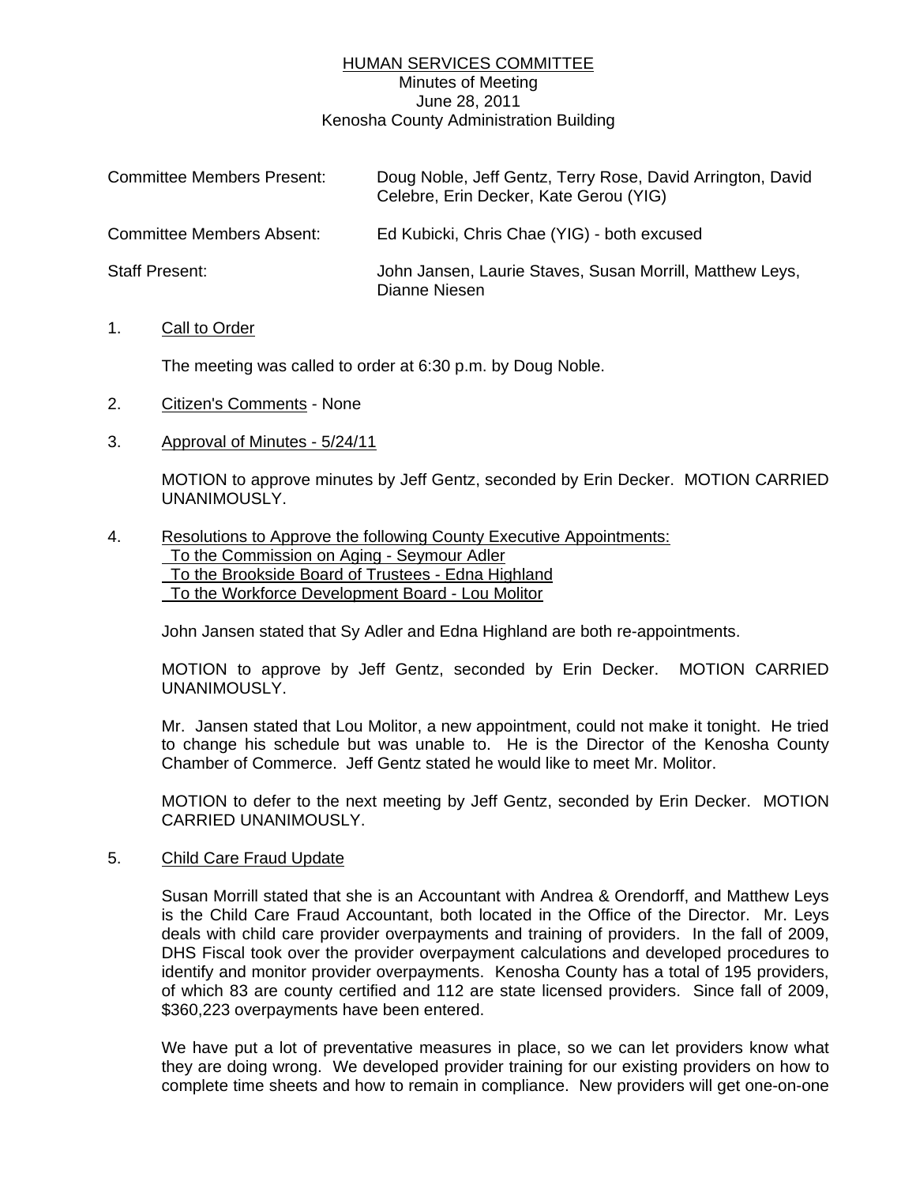# HUMAN SERVICES COMMITTEE

Minutes of Meeting
June 28, 2011
Kenosha County Administration Building

| | |
|---|---|
| Committee Members Present: | Doug Noble, Jeff Gentz, Terry Rose, David Arrington, David Celebre, Erin Decker, Kate Gerou (YIG) |
| Committee Members Absent: | Ed Kubicki, Chris Chae (YIG) - both excused |
| Staff Present: | John Jansen, Laurie Staves, Susan Morrill, Matthew Leys, Dianne Niesen |

1. Call to Order

   The meeting was called to order at 6:30 p.m. by Doug Noble.

2. Citizen's Comments - None

3. Approval of Minutes - 5/24/11

   MOTION to approve minutes by Jeff Gentz, seconded by Erin Decker. MOTION CARRIED UNANIMOUSLY.

4. Resolutions to Approve the following County Executive Appointments:
   To the Commission on Aging - Seymour Adler
   To the Brookside Board of Trustees - Edna Highland
   To the Workforce Development Board - Lou Molitor

   John Jansen stated that Sy Adler and Edna Highland are both re-appointments.

   MOTION to approve by Jeff Gentz, seconded by Erin Decker. MOTION CARRIED UNANIMOUSLY.

   Mr. Jansen stated that Lou Molitor, a new appointment, could not make it tonight. He tried to change his schedule but was unable to. He is the Director of the Kenosha County Chamber of Commerce. Jeff Gentz stated he would like to meet Mr. Molitor.

   MOTION to defer to the next meeting by Jeff Gentz, seconded by Erin Decker. MOTION CARRIED UNANIMOUSLY.

5. Child Care Fraud Update

   Susan Morrill stated that she is an Accountant with Andrea & Orendorff, and Matthew Leys is the Child Care Fraud Accountant, both located in the Office of the Director. Mr. Leys deals with child care provider overpayments and training of providers. In the fall of 2009, DHS Fiscal took over the provider overpayment calculations and developed procedures to identify and monitor provider overpayments. Kenosha County has a total of 195 providers, of which 83 are county certified and 112 are state licensed providers. Since fall of 2009, $360,223 overpayments have been entered.

   We have put a lot of preventative measures in place, so we can let providers know what they are doing wrong. We developed provider training for our existing providers on how to complete time sheets and how to remain in compliance. New providers will get one-on-one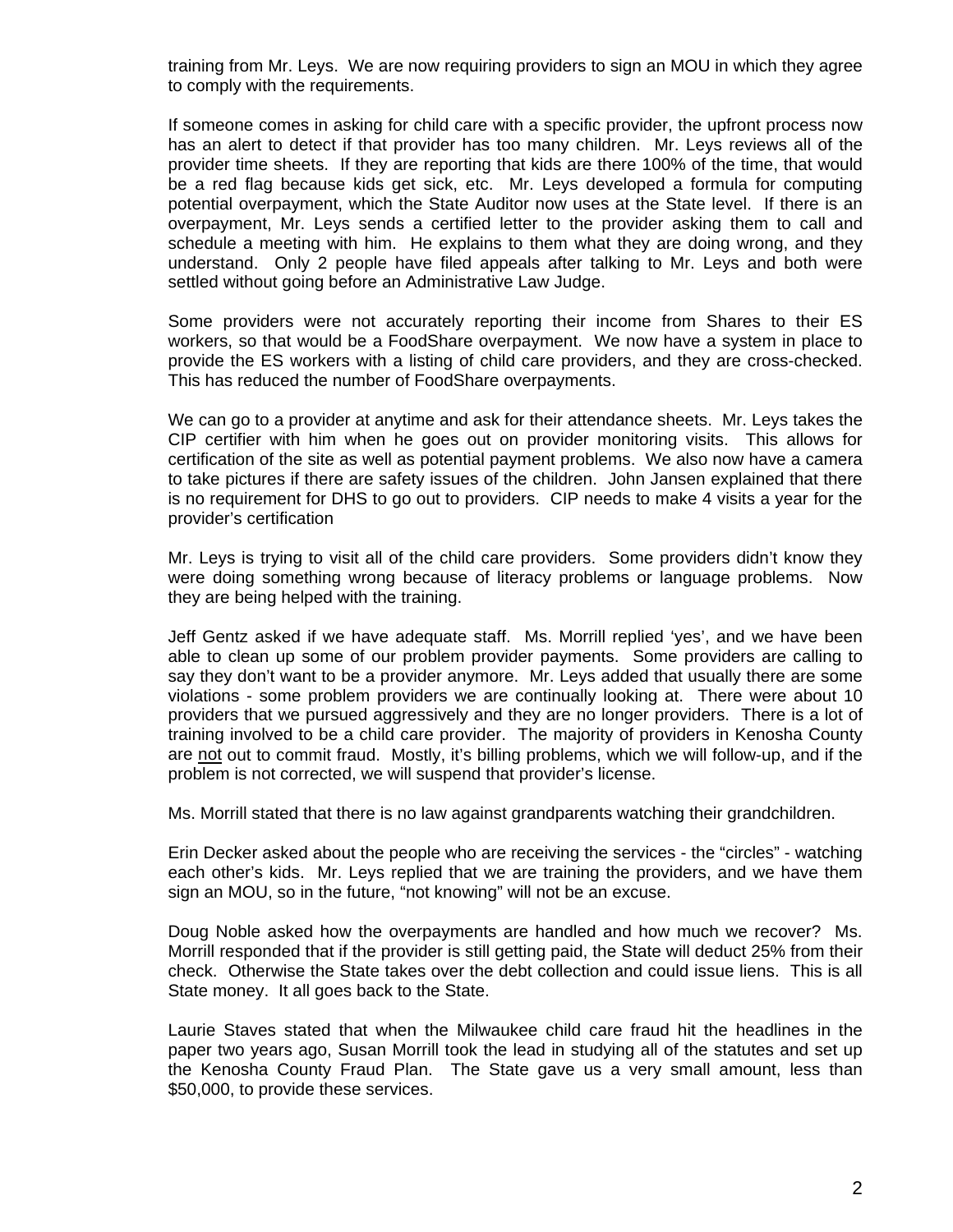training from Mr. Leys. We are now requiring providers to sign an MOU in which they agree to comply with the requirements.

If someone comes in asking for child care with a specific provider, the upfront process now has an alert to detect if that provider has too many children. Mr. Leys reviews all of the provider time sheets. If they are reporting that kids are there 100% of the time, that would be a red flag because kids get sick, etc. Mr. Leys developed a formula for computing potential overpayment, which the State Auditor now uses at the State level. If there is an overpayment, Mr. Leys sends a certified letter to the provider asking them to call and schedule a meeting with him. He explains to them what they are doing wrong, and they understand. Only 2 people have filed appeals after talking to Mr. Leys and both were settled without going before an Administrative Law Judge.

Some providers were not accurately reporting their income from Shares to their ES workers, so that would be a FoodShare overpayment. We now have a system in place to provide the ES workers with a listing of child care providers, and they are cross-checked. This has reduced the number of FoodShare overpayments.

We can go to a provider at anytime and ask for their attendance sheets. Mr. Leys takes the CIP certifier with him when he goes out on provider monitoring visits. This allows for certification of the site as well as potential payment problems. We also now have a camera to take pictures if there are safety issues of the children. John Jansen explained that there is no requirement for DHS to go out to providers. CIP needs to make 4 visits a year for the provider's certification

Mr. Leys is trying to visit all of the child care providers. Some providers didn't know they were doing something wrong because of literacy problems or language problems. Now they are being helped with the training.

Jeff Gentz asked if we have adequate staff. Ms. Morrill replied 'yes', and we have been able to clean up some of our problem provider payments. Some providers are calling to say they don't want to be a provider anymore. Mr. Leys added that usually there are some violations - some problem providers we are continually looking at. There were about 10 providers that we pursued aggressively and they are no longer providers. There is a lot of training involved to be a child care provider. The majority of providers in Kenosha County are <u>not</u> out to commit fraud. Mostly, it's billing problems, which we will follow-up, and if the problem is not corrected, we will suspend that provider's license.

Ms. Morrill stated that there is no law against grandparents watching their grandchildren.

Erin Decker asked about the people who are receiving the services - the "circles" - watching each other's kids. Mr. Leys replied that we are training the providers, and we have them sign an MOU, so in the future, "not knowing" will not be an excuse.

Doug Noble asked how the overpayments are handled and how much we recover? Ms. Morrill responded that if the provider is still getting paid, the State will deduct 25% from their check. Otherwise the State takes over the debt collection and could issue liens. This is all State money. It all goes back to the State.

Laurie Staves stated that when the Milwaukee child care fraud hit the headlines in the paper two years ago, Susan Morrill took the lead in studying all of the statutes and set up the Kenosha County Fraud Plan. The State gave us a very small amount, less than $50,000, to provide these services.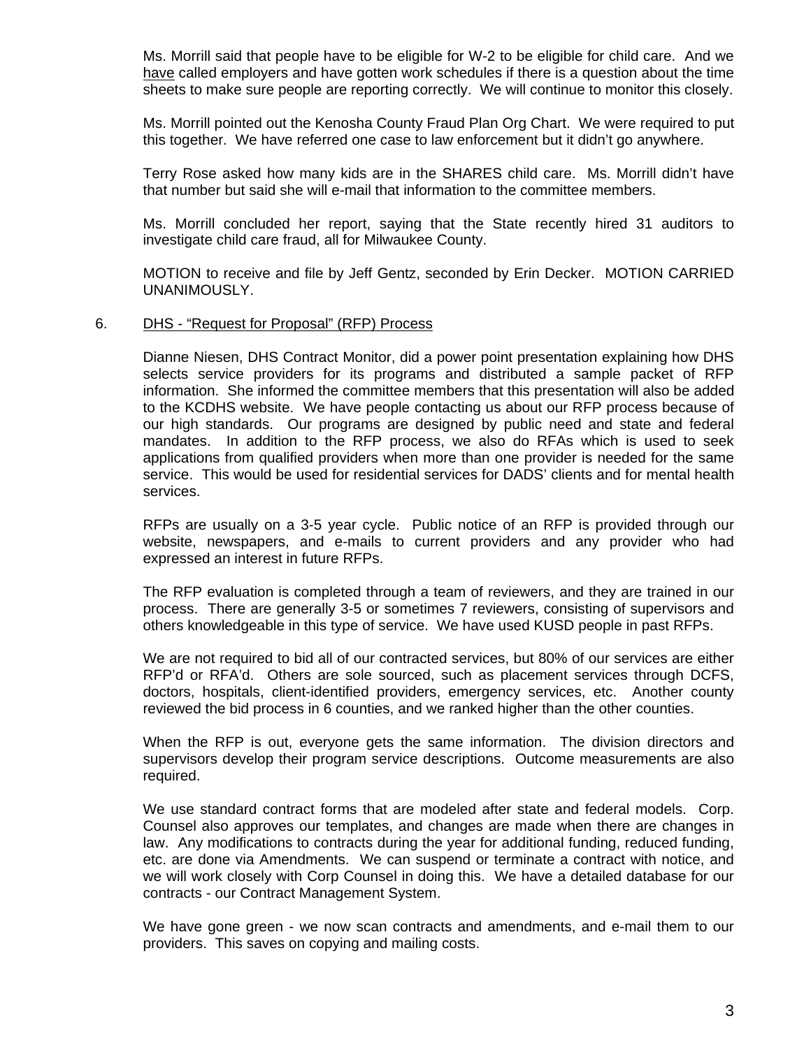Ms. Morrill said that people have to be eligible for W-2 to be eligible for child care. And we have called employers and have gotten work schedules if there is a question about the time sheets to make sure people are reporting correctly. We will continue to monitor this closely.

Ms. Morrill pointed out the Kenosha County Fraud Plan Org Chart. We were required to put this together. We have referred one case to law enforcement but it didn't go anywhere.

Terry Rose asked how many kids are in the SHARES child care. Ms. Morrill didn't have that number but said she will e-mail that information to the committee members.

Ms. Morrill concluded her report, saying that the State recently hired 31 auditors to investigate child care fraud, all for Milwaukee County.

MOTION to receive and file by Jeff Gentz, seconded by Erin Decker. MOTION CARRIED UNANIMOUSLY.

6. DHS - "Request for Proposal" (RFP) Process

Dianne Niesen, DHS Contract Monitor, did a power point presentation explaining how DHS selects service providers for its programs and distributed a sample packet of RFP information. She informed the committee members that this presentation will also be added to the KCDHS website. We have people contacting us about our RFP process because of our high standards. Our programs are designed by public need and state and federal mandates. In addition to the RFP process, we also do RFAs which is used to seek applications from qualified providers when more than one provider is needed for the same service. This would be used for residential services for DADS' clients and for mental health services.

RFPs are usually on a 3-5 year cycle. Public notice of an RFP is provided through our website, newspapers, and e-mails to current providers and any provider who had expressed an interest in future RFPs.

The RFP evaluation is completed through a team of reviewers, and they are trained in our process. There are generally 3-5 or sometimes 7 reviewers, consisting of supervisors and others knowledgeable in this type of service. We have used KUSD people in past RFPs.

We are not required to bid all of our contracted services, but 80% of our services are either RFP'd or RFA'd. Others are sole sourced, such as placement services through DCFS, doctors, hospitals, client-identified providers, emergency services, etc. Another county reviewed the bid process in 6 counties, and we ranked higher than the other counties.

When the RFP is out, everyone gets the same information. The division directors and supervisors develop their program service descriptions. Outcome measurements are also required.

We use standard contract forms that are modeled after state and federal models. Corp. Counsel also approves our templates, and changes are made when there are changes in law. Any modifications to contracts during the year for additional funding, reduced funding, etc. are done via Amendments. We can suspend or terminate a contract with notice, and we will work closely with Corp Counsel in doing this. We have a detailed database for our contracts - our Contract Management System.

We have gone green - we now scan contracts and amendments, and e-mail them to our providers. This saves on copying and mailing costs.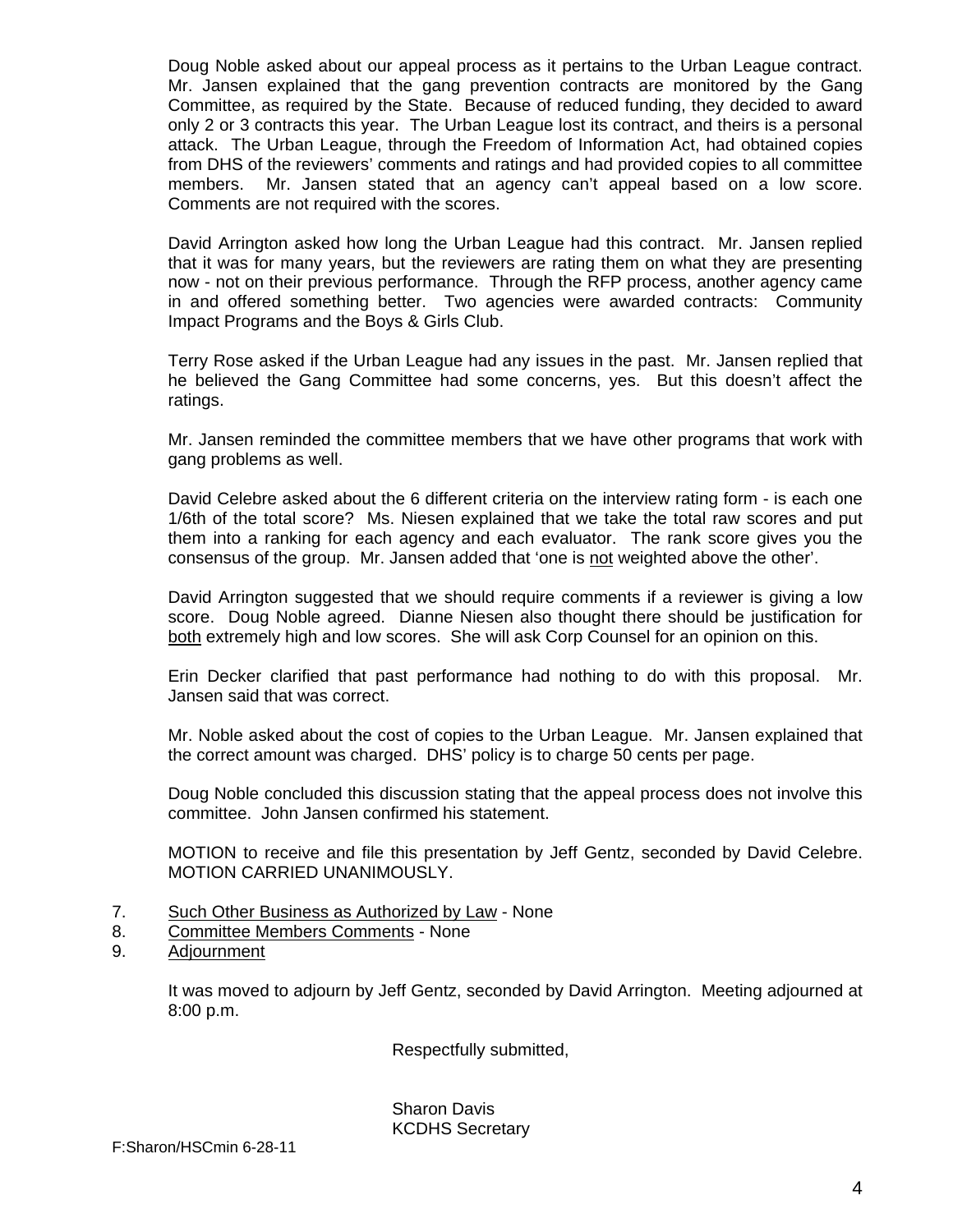Doug Noble asked about our appeal process as it pertains to the Urban League contract. Mr. Jansen explained that the gang prevention contracts are monitored by the Gang Committee, as required by the State. Because of reduced funding, they decided to award only 2 or 3 contracts this year. The Urban League lost its contract, and theirs is a personal attack. The Urban League, through the Freedom of Information Act, had obtained copies from DHS of the reviewers' comments and ratings and had provided copies to all committee members. Mr. Jansen stated that an agency can't appeal based on a low score. Comments are not required with the scores.

David Arrington asked how long the Urban League had this contract. Mr. Jansen replied that it was for many years, but the reviewers are rating them on what they are presenting now - not on their previous performance. Through the RFP process, another agency came in and offered something better. Two agencies were awarded contracts: Community Impact Programs and the Boys & Girls Club.

Terry Rose asked if the Urban League had any issues in the past. Mr. Jansen replied that he believed the Gang Committee had some concerns, yes. But this doesn't affect the ratings.

Mr. Jansen reminded the committee members that we have other programs that work with gang problems as well.

David Celebre asked about the 6 different criteria on the interview rating form - is each one 1/6th of the total score? Ms. Niesen explained that we take the total raw scores and put them into a ranking for each agency and each evaluator. The rank score gives you the consensus of the group. Mr. Jansen added that 'one is <u>not</u> weighted above the other'.

David Arrington suggested that we should require comments if a reviewer is giving a low score. Doug Noble agreed. Dianne Niesen also thought there should be justification for <u>both</u> extremely high and low scores. She will ask Corp Counsel for an opinion on this.

Erin Decker clarified that past performance had nothing to do with this proposal. Mr. Jansen said that was correct.

Mr. Noble asked about the cost of copies to the Urban League. Mr. Jansen explained that the correct amount was charged. DHS' policy is to charge 50 cents per page.

Doug Noble concluded this discussion stating that the appeal process does not involve this committee. John Jansen confirmed his statement.

MOTION to receive and file this presentation by Jeff Gentz, seconded by David Celebre. MOTION CARRIED UNANIMOUSLY.

7. <u>Such Other Business as Authorized by Law</u> - None
8. <u>Committee Members Comments</u> - None
9. <u>Adjournment</u>

It was moved to adjourn by Jeff Gentz, seconded by David Arrington. Meeting adjourned at 8:00 p.m.

Respectfully submitted,

Sharon Davis
KCDHS Secretary

F:Sharon/HSCmin 6-28-11